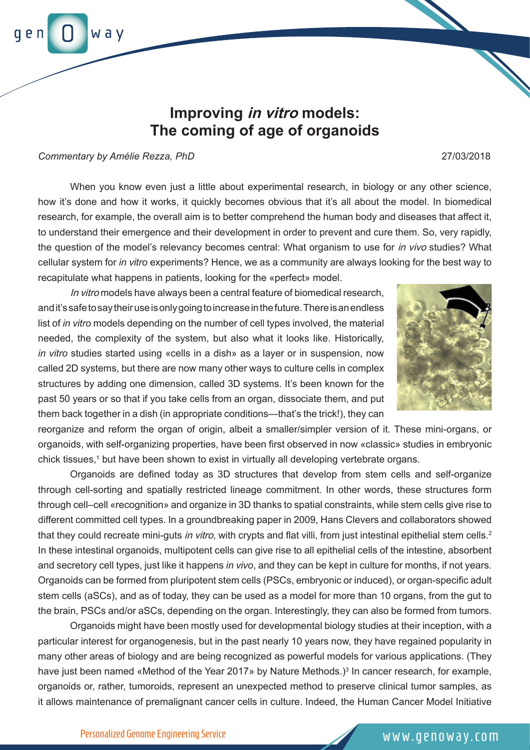# Improving *in vitro* models: The coming of age of organoids

*Commentary by Amélie Rezza, PhD*

27/03/2018

When you know even just a little about experimental research, in biology or any other science, how it's done and how it works, it quickly becomes obvious that it's all about the model. In biomedical research, for example, the overall aim is to better comprehend the human body and diseases that affect it, to understand their emergence and their development in order to prevent and cure them. So, very rapidly, the question of the model's relevancy becomes central: What organism to use for *in vivo* studies? What cellular system for *in vitro* experiments? Hence, we as a community are always looking for the best way to recapitulate what happens in patients, looking for the «perfect» model.

*In vitro* models have always been a central feature of biomedical research, and it's safe to say their use is only going to increase in the future. There is an endless list of *in vitro* models depending on the number of cell types involved, the material needed, the complexity of the system, but also what it looks like. Historically, *in vitro* studies started using «cells in a dish» as a layer or in suspension, now called 2D systems, but there are now many other ways to culture cells in complex structures by adding one dimension, called 3D systems. It's been known for the past 50 years or so that if you take cells from an organ, dissociate them, and put them back together in a dish (in appropriate conditions—that's the trick!), they can reorganize and reform the organ of origin, albeit a smaller/simpler version of it. These mini-organs, or organoids, with self-organizing properties, have been first observed in now «classic» studies in embryonic chick tissues,[1] but have been shown to exist in virtually all developing vertebrate organs.

Organoids are defined today as 3D structures that develop from stem cells and self-organize through cell-sorting and spatially restricted lineage commitment. In other words, these structures form through cell–cell «recognition» and organize in 3D thanks to spatial constraints, while stem cells give rise to different committed cell types. In a groundbreaking paper in 2009, Hans Clevers and collaborators showed that they could recreate mini-guts *in vitro*, with crypts and flat villi, from just intestinal epithelial stem cells.[2] In these intestinal organoids, multipotent cells can give rise to all epithelial cells of the intestine, absorbent and secretory cell types, just like it happens *in vivo*, and they can be kept in culture for months, if not years. Organoids can be formed from pluripotent stem cells (PSCs, embryonic or induced), or organ-specific adult stem cells (aSCs), and as of today, they can be used as a model for more than 10 organs, from the gut to the brain, PSCs and/or aSCs, depending on the organ. Interestingly, they can also be formed from tumors.

Organoids might have been mostly used for developmental biology studies at their inception, with a particular interest for organogenesis, but in the past nearly 10 years now, they have regained popularity in many other areas of biology and are being recognized as powerful models for various applications. (They have just been named «Method of the Year 2017» by Nature Methods.)[3] In cancer research, for example, organoids or, rather, tumoroids, represent an unexpected method to preserve clinical tumor samples, as it allows maintenance of premalignant cancer cells in culture. Indeed, the Human Cancer Model Initiative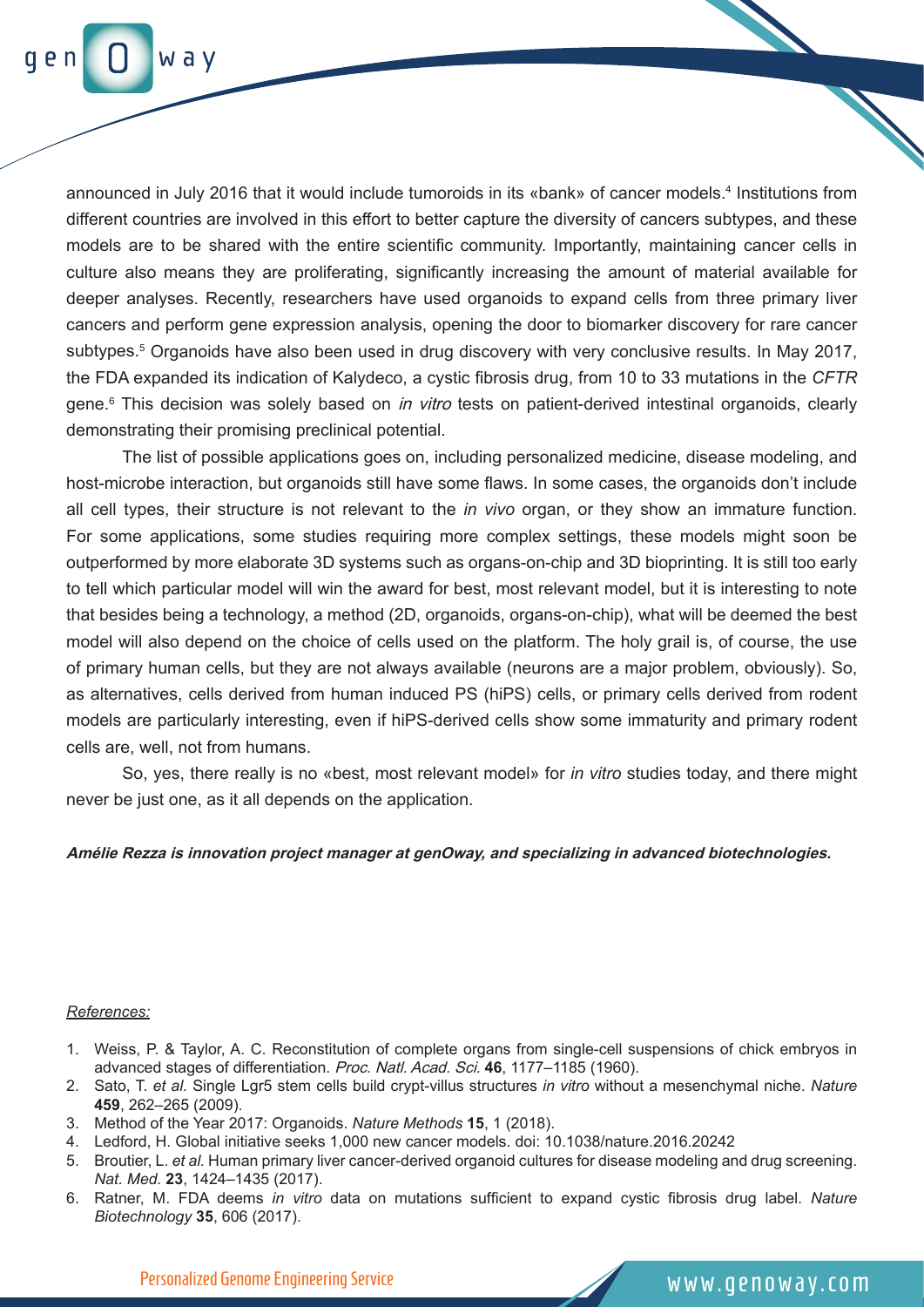announced in July 2016 that it would include tumoroids in its «bank» of cancer models.[4] Institutions from different countries are involved in this effort to better capture the diversity of cancers subtypes, and these models are to be shared with the entire scientific community. Importantly, maintaining cancer cells in culture also means they are proliferating, significantly increasing the amount of material available for deeper analyses. Recently, researchers have used organoids to expand cells from three primary liver cancers and perform gene expression analysis, opening the door to biomarker discovery for rare cancer subtypes.[5] Organoids have also been used in drug discovery with very conclusive results. In May 2017, the FDA expanded its indication of Kalydeco, a cystic fibrosis drug, from 10 to 33 mutations in the *CFTR* gene.[6] This decision was solely based on *in vitro* tests on patient-derived intestinal organoids, clearly demonstrating their promising preclinical potential.

The list of possible applications goes on, including personalized medicine, disease modeling, and host-microbe interaction, but organoids still have some flaws. In some cases, the organoids don't include all cell types, their structure is not relevant to the *in vivo* organ, or they show an immature function. For some applications, some studies requiring more complex settings, these models might soon be outperformed by more elaborate 3D systems such as organs-on-chip and 3D bioprinting. It is still too early to tell which particular model will win the award for best, most relevant model, but it is interesting to note that besides being a technology, a method (2D, organoids, organs-on-chip), what will be deemed the best model will also depend on the choice of cells used on the platform. The holy grail is, of course, the use of primary human cells, but they are not always available (neurons are a major problem, obviously). So, as alternatives, cells derived from human induced PS (hiPS) cells, or primary cells derived from rodent models are particularly interesting, even if hiPS-derived cells show some immaturity and primary rodent cells are, well, not from humans.

So, yes, there really is no «best, most relevant model» for *in vitro* studies today, and there might never be just one, as it all depends on the application.

***Amélie Rezza is innovation project manager at genOway, and specializing in advanced biotechnologies.***

*References:*

1. Weiss, P. & Taylor, A. C. Reconstitution of complete organs from single-cell suspensions of chick embryos in advanced stages of differentiation. *Proc. Natl. Acad. Sci.* **46**, 1177–1185 (1960).
2. Sato, T. *et al.* Single Lgr5 stem cells build crypt-villus structures *in vitro* without a mesenchymal niche. *Nature* **459**, 262–265 (2009).
3. Method of the Year 2017: Organoids. *Nature Methods* **15**, 1 (2018).
4. Ledford, H. Global initiative seeks 1,000 new cancer models. doi: 10.1038/nature.2016.20242
5. Broutier, L. *et al.* Human primary liver cancer-derived organoid cultures for disease modeling and drug screening. *Nat. Med.* **23**, 1424–1435 (2017).
6. Ratner, M. FDA deems *in vitro* data on mutations sufficient to expand cystic fibrosis drug label. *Nature Biotechnology* **35**, 606 (2017).